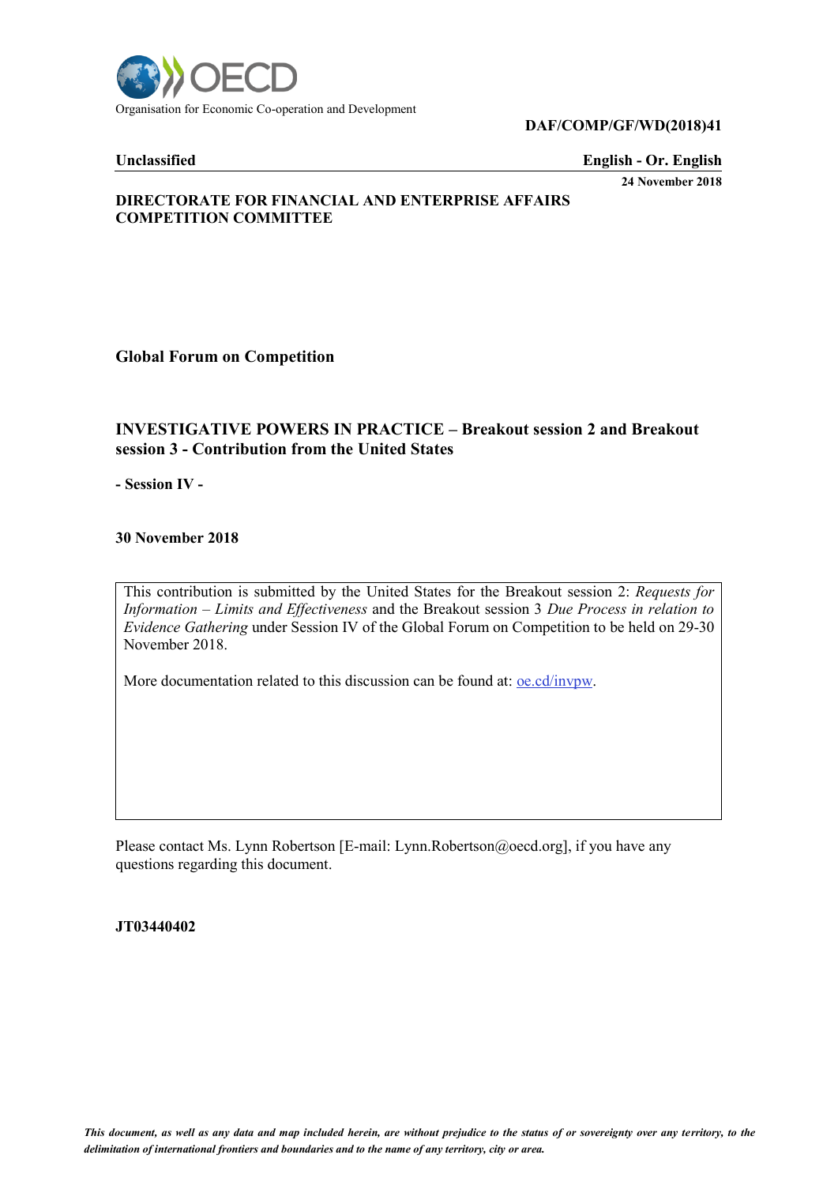Organisation for Economic Co-operation and Development

**DAF/COMP/GF/WD(2018)41**

**Unclassified** | **English - Or. English**

**24 November 2018**

**DIRECTORATE FOR FINANCIAL AND ENTERPRISE AFFAIRS**
**COMPETITION COMMITTEE**

**Global Forum on Competition**

## INVESTIGATIVE POWERS IN PRACTICE – Breakout session 2 and Breakout session 3 - Contribution from the United States

**- Session IV -**

**30 November 2018**

This contribution is submitted by the United States for the Breakout session 2: *Requests for Information – Limits and Effectiveness* and the Breakout session 3 *Due Process in relation to Evidence Gathering* under Session IV of the Global Forum on Competition to be held on 29-30 November 2018.

More documentation related to this discussion can be found at: oe.cd/invpw.

Please contact Ms. Lynn Robertson [E-mail: Lynn.Robertson@oecd.org], if you have any questions regarding this document.

**JT03440402**

*This document, as well as any data and map included herein, are without prejudice to the status of or sovereignty over any territory, to the delimitation of international frontiers and boundaries and to the name of any territory, city or area.*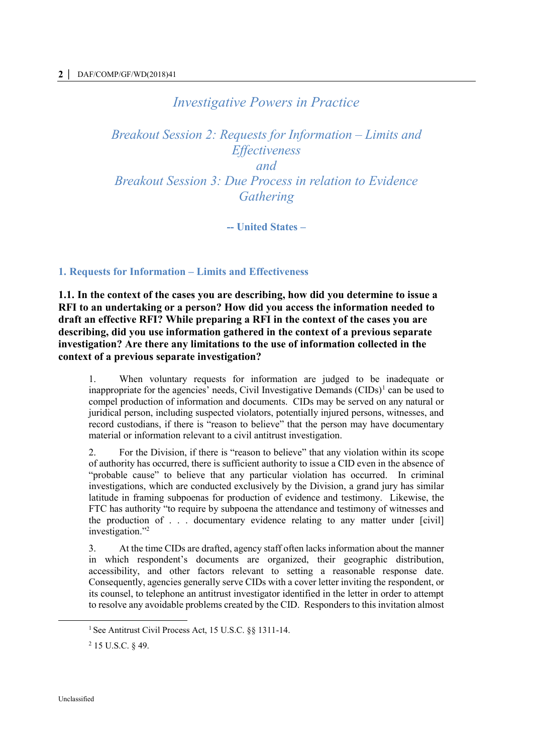# Investigative Powers in Practice

## Breakout Session 2: Requests for Information – Limits and Effectiveness and Breakout Session 3: Due Process in relation to Evidence Gathering

**-- United States –**

## 1. Requests for Information – Limits and Effectiveness

### 1.1. In the context of the cases you are describing, how did you determine to issue a RFI to an undertaking or a person? How did you access the information needed to draft an effective RFI? While preparing a RFI in the context of the cases you are describing, did you use information gathered in the context of a previous separate investigation? Are there any limitations to the use of information collected in the context of a previous separate investigation?

1. When voluntary requests for information are judged to be inadequate or inappropriate for the agencies' needs, Civil Investigative Demands (CIDs)[1] can be used to compel production of information and documents. CIDs may be served on any natural or juridical person, including suspected violators, potentially injured persons, witnesses, and record custodians, if there is "reason to believe" that the person may have documentary material or information relevant to a civil antitrust investigation.

2. For the Division, if there is "reason to believe" that any violation within its scope of authority has occurred, there is sufficient authority to issue a CID even in the absence of "probable cause" to believe that any particular violation has occurred. In criminal investigations, which are conducted exclusively by the Division, a grand jury has similar latitude in framing subpoenas for production of evidence and testimony. Likewise, the FTC has authority "to require by subpoena the attendance and testimony of witnesses and the production of . . . documentary evidence relating to any matter under [civil] investigation."[2]

3. At the time CIDs are drafted, agency staff often lacks information about the manner in which respondent's documents are organized, their geographic distribution, accessibility, and other factors relevant to setting a reasonable response date. Consequently, agencies generally serve CIDs with a cover letter inviting the respondent, or its counsel, to telephone an antitrust investigator identified in the letter in order to attempt to resolve any avoidable problems created by the CID. Responders to this invitation almost

[1] See Antitrust Civil Process Act, 15 U.S.C. §§ 1311-14.

[2] 15 U.S.C. § 49.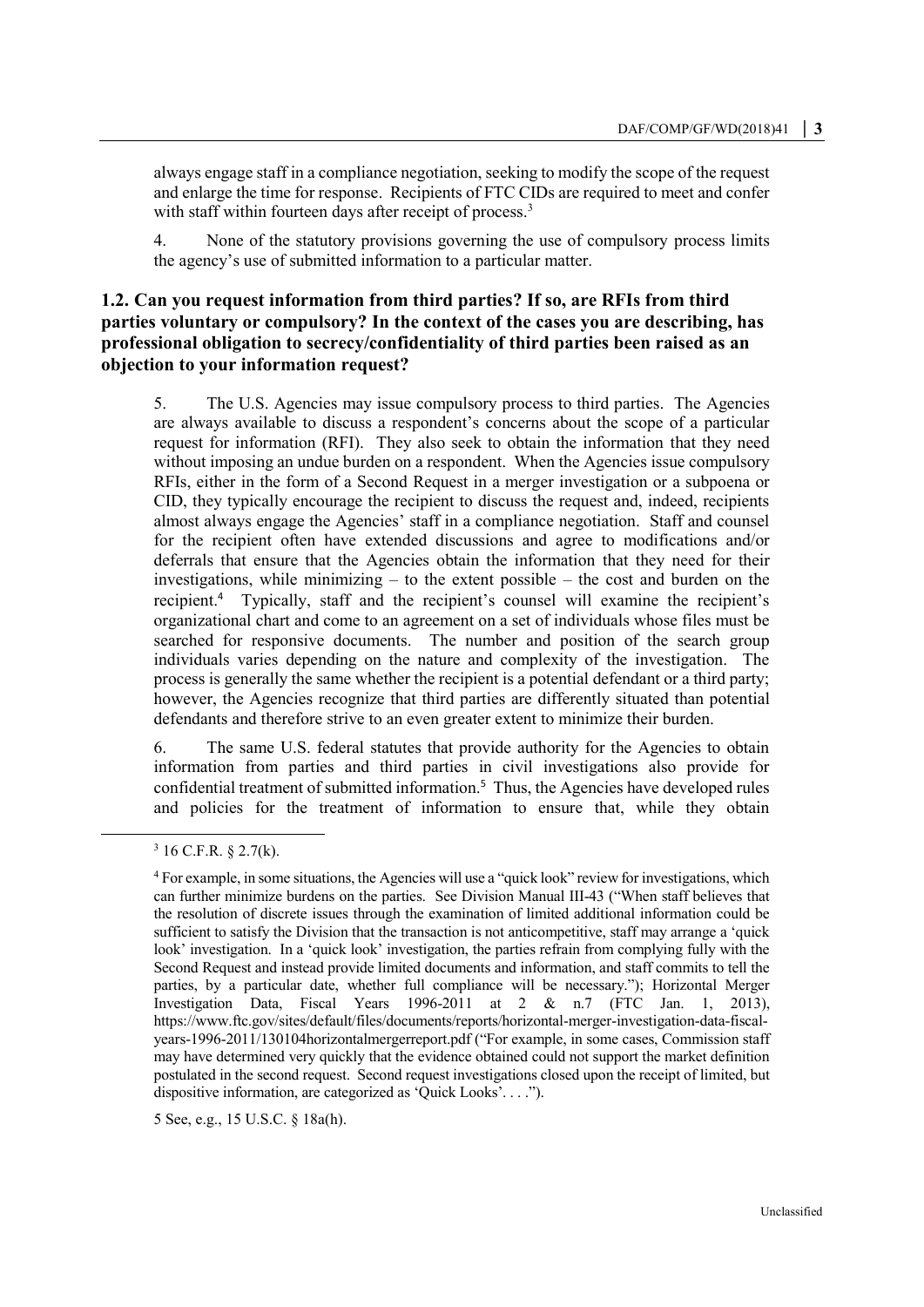always engage staff in a compliance negotiation, seeking to modify the scope of the request and enlarge the time for response. Recipients of FTC CIDs are required to meet and confer with staff within fourteen days after receipt of process.[3]

4. None of the statutory provisions governing the use of compulsory process limits the agency's use of submitted information to a particular matter.

### 1.2. Can you request information from third parties? If so, are RFIs from third parties voluntary or compulsory? In the context of the cases you are describing, has professional obligation to secrecy/confidentiality of third parties been raised as an objection to your information request?

5. The U.S. Agencies may issue compulsory process to third parties. The Agencies are always available to discuss a respondent's concerns about the scope of a particular request for information (RFI). They also seek to obtain the information that they need without imposing an undue burden on a respondent. When the Agencies issue compulsory RFIs, either in the form of a Second Request in a merger investigation or a subpoena or CID, they typically encourage the recipient to discuss the request and, indeed, recipients almost always engage the Agencies' staff in a compliance negotiation. Staff and counsel for the recipient often have extended discussions and agree to modifications and/or deferrals that ensure that the Agencies obtain the information that they need for their investigations, while minimizing – to the extent possible – the cost and burden on the recipient.[4] Typically, staff and the recipient's counsel will examine the recipient's organizational chart and come to an agreement on a set of individuals whose files must be searched for responsive documents. The number and position of the search group individuals varies depending on the nature and complexity of the investigation. The process is generally the same whether the recipient is a potential defendant or a third party; however, the Agencies recognize that third parties are differently situated than potential defendants and therefore strive to an even greater extent to minimize their burden.

6. The same U.S. federal statutes that provide authority for the Agencies to obtain information from parties and third parties in civil investigations also provide for confidential treatment of submitted information.[5] Thus, the Agencies have developed rules and policies for the treatment of information to ensure that, while they obtain

---

[3] 16 C.F.R. § 2.7(k).

[4] For example, in some situations, the Agencies will use a "quick look" review for investigations, which can further minimize burdens on the parties. See Division Manual III-43 ("When staff believes that the resolution of discrete issues through the examination of limited additional information could be sufficient to satisfy the Division that the transaction is not anticompetitive, staff may arrange a 'quick look' investigation. In a 'quick look' investigation, the parties refrain from complying fully with the Second Request and instead provide limited documents and information, and staff commits to tell the parties, by a particular date, whether full compliance will be necessary."); Horizontal Merger Investigation Data, Fiscal Years 1996-2011 at 2 & n.7 (FTC Jan. 1, 2013), https://www.ftc.gov/sites/default/files/documents/reports/horizontal-merger-investigation-data-fiscal-years-1996-2011/130104horizontalmergerreport.pdf ("For example, in some cases, Commission staff may have determined very quickly that the evidence obtained could not support the market definition postulated in the second request. Second request investigations closed upon the receipt of limited, but dispositive information, are categorized as 'Quick Looks'. . . .").

[5] See, e.g., 15 U.S.C. § 18a(h).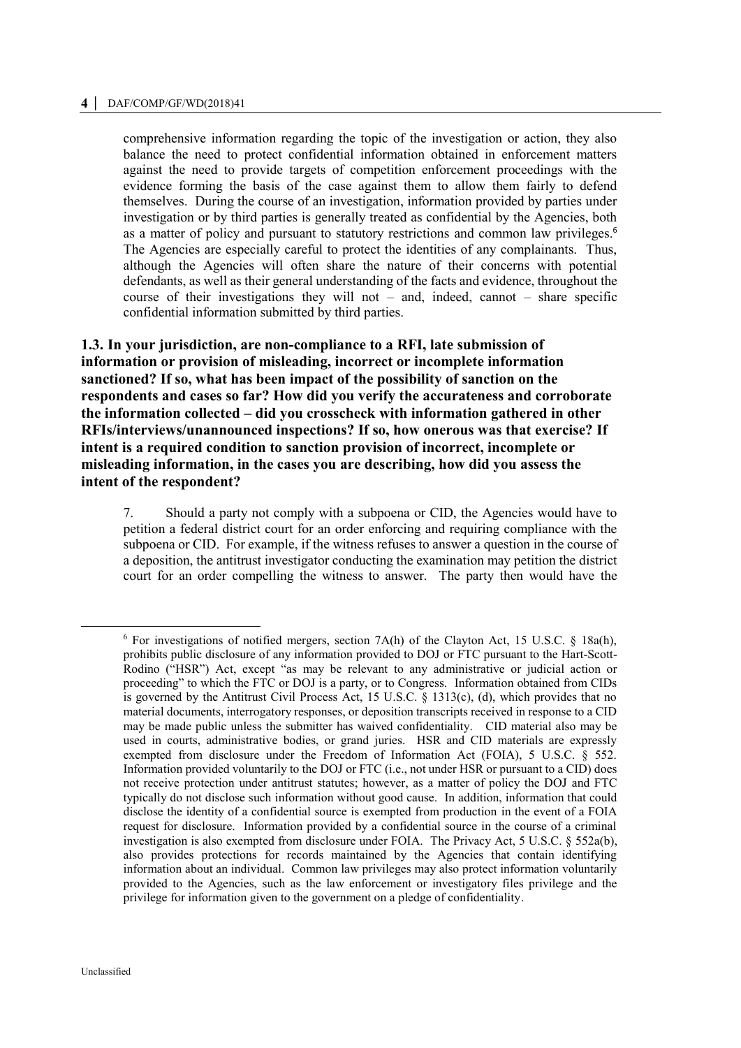comprehensive information regarding the topic of the investigation or action, they also balance the need to protect confidential information obtained in enforcement matters against the need to provide targets of competition enforcement proceedings with the evidence forming the basis of the case against them to allow them fairly to defend themselves. During the course of an investigation, information provided by parties under investigation or by third parties is generally treated as confidential by the Agencies, both as a matter of policy and pursuant to statutory restrictions and common law privileges.[6] The Agencies are especially careful to protect the identities of any complainants. Thus, although the Agencies will often share the nature of their concerns with potential defendants, as well as their general understanding of the facts and evidence, throughout the course of their investigations they will not – and, indeed, cannot – share specific confidential information submitted by third parties.

### 1.3. In your jurisdiction, are non-compliance to a RFI, late submission of information or provision of misleading, incorrect or incomplete information sanctioned? If so, what has been impact of the possibility of sanction on the respondents and cases so far? How did you verify the accurateness and corroborate the information collected – did you crosscheck with information gathered in other RFIs/interviews/unannounced inspections? If so, how onerous was that exercise? If intent is a required condition to sanction provision of incorrect, incomplete or misleading information, in the cases you are describing, how did you assess the intent of the respondent?

7. Should a party not comply with a subpoena or CID, the Agencies would have to petition a federal district court for an order enforcing and requiring compliance with the subpoena or CID. For example, if the witness refuses to answer a question in the course of a deposition, the antitrust investigator conducting the examination may petition the district court for an order compelling the witness to answer. The party then would have the

---

[6] For investigations of notified mergers, section 7A(h) of the Clayton Act, 15 U.S.C. § 18a(h), prohibits public disclosure of any information provided to DOJ or FTC pursuant to the Hart-Scott-Rodino ("HSR") Act, except "as may be relevant to any administrative or judicial action or proceeding" to which the FTC or DOJ is a party, or to Congress. Information obtained from CIDs is governed by the Antitrust Civil Process Act, 15 U.S.C. § 1313(c), (d), which provides that no material documents, interrogatory responses, or deposition transcripts received in response to a CID may be made public unless the submitter has waived confidentiality. CID material also may be used in courts, administrative bodies, or grand juries. HSR and CID materials are expressly exempted from disclosure under the Freedom of Information Act (FOIA), 5 U.S.C. § 552. Information provided voluntarily to the DOJ or FTC (i.e., not under HSR or pursuant to a CID) does not receive protection under antitrust statutes; however, as a matter of policy the DOJ and FTC typically do not disclose such information without good cause. In addition, information that could disclose the identity of a confidential source is exempted from production in the event of a FOIA request for disclosure. Information provided by a confidential source in the course of a criminal investigation is also exempted from disclosure under FOIA. The Privacy Act, 5 U.S.C. § 552a(b), also provides protections for records maintained by the Agencies that contain identifying information about an individual. Common law privileges may also protect information voluntarily provided to the Agencies, such as the law enforcement or investigatory files privilege and the privilege for information given to the government on a pledge of confidentiality.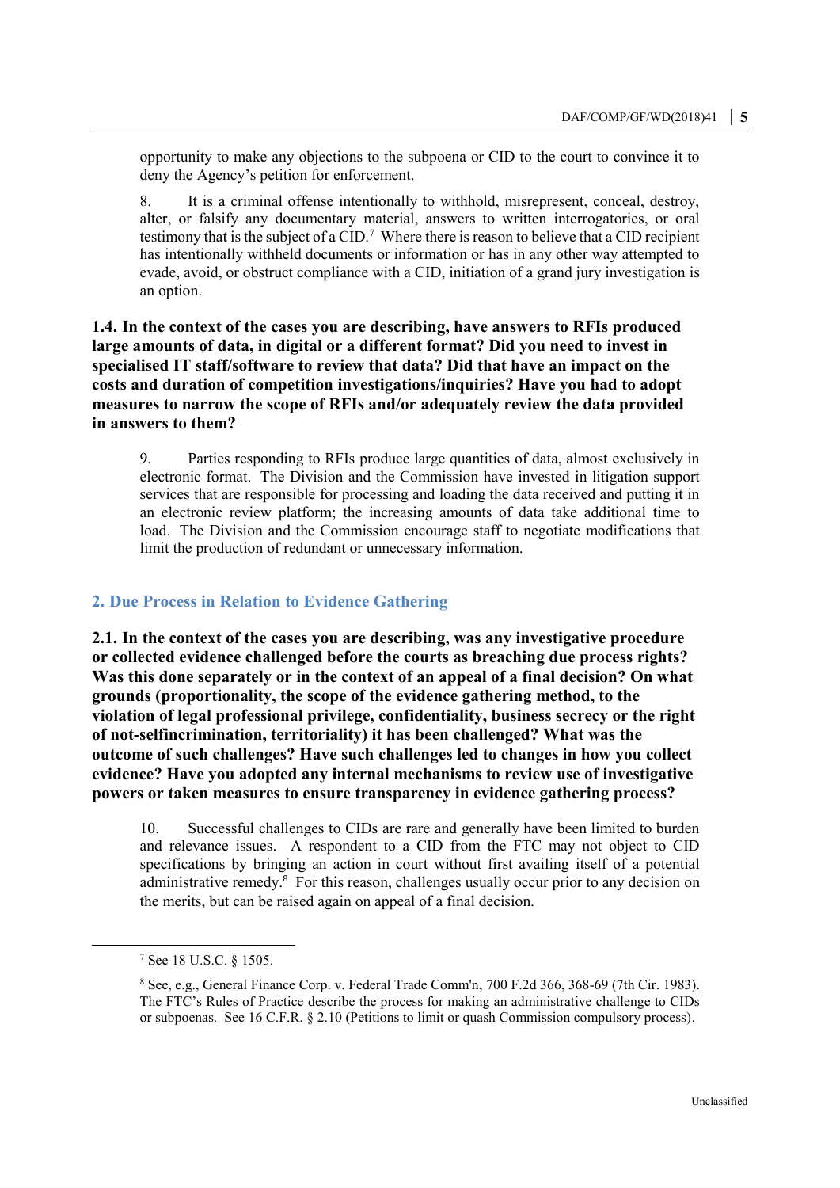opportunity to make any objections to the subpoena or CID to the court to convince it to deny the Agency's petition for enforcement.

8. It is a criminal offense intentionally to withhold, misrepresent, conceal, destroy, alter, or falsify any documentary material, answers to written interrogatories, or oral testimony that is the subject of a CID.[7] Where there is reason to believe that a CID recipient has intentionally withheld documents or information or has in any other way attempted to evade, avoid, or obstruct compliance with a CID, initiation of a grand jury investigation is an option.

**1.4. In the context of the cases you are describing, have answers to RFIs produced large amounts of data, in digital or a different format? Did you need to invest in specialised IT staff/software to review that data? Did that have an impact on the costs and duration of competition investigations/inquiries? Have you had to adopt measures to narrow the scope of RFIs and/or adequately review the data provided in answers to them?**

9. Parties responding to RFIs produce large quantities of data, almost exclusively in electronic format. The Division and the Commission have invested in litigation support services that are responsible for processing and loading the data received and putting it in an electronic review platform; the increasing amounts of data take additional time to load. The Division and the Commission encourage staff to negotiate modifications that limit the production of redundant or unnecessary information.

## 2. Due Process in Relation to Evidence Gathering

**2.1. In the context of the cases you are describing, was any investigative procedure or collected evidence challenged before the courts as breaching due process rights? Was this done separately or in the context of an appeal of a final decision? On what grounds (proportionality, the scope of the evidence gathering method, to the violation of legal professional privilege, confidentiality, business secrecy or the right of not-selfincrimination, territoriality) it has been challenged? What was the outcome of such challenges? Have such challenges led to changes in how you collect evidence? Have you adopted any internal mechanisms to review use of investigative powers or taken measures to ensure transparency in evidence gathering process?**

10. Successful challenges to CIDs are rare and generally have been limited to burden and relevance issues. A respondent to a CID from the FTC may not object to CID specifications by bringing an action in court without first availing itself of a potential administrative remedy.[8] For this reason, challenges usually occur prior to any decision on the merits, but can be raised again on appeal of a final decision.

---

[7] See 18 U.S.C. § 1505.

[8] See, e.g., General Finance Corp. v. Federal Trade Comm'n, 700 F.2d 366, 368-69 (7th Cir. 1983). The FTC's Rules of Practice describe the process for making an administrative challenge to CIDs or subpoenas. See 16 C.F.R. § 2.10 (Petitions to limit or quash Commission compulsory process).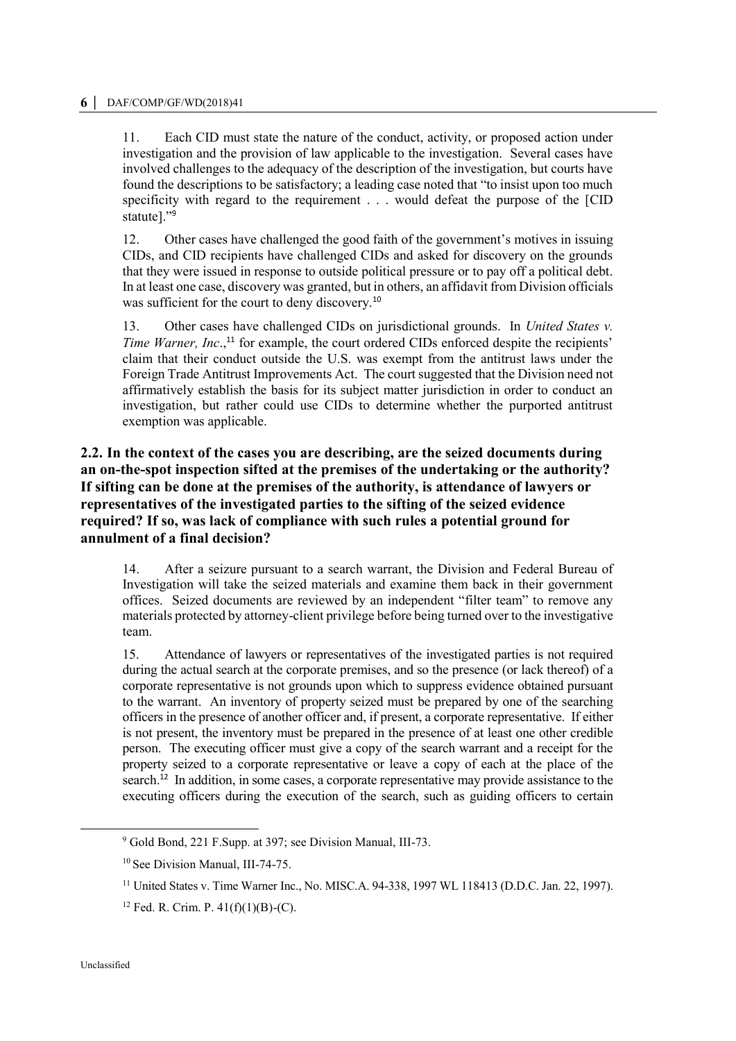11. Each CID must state the nature of the conduct, activity, or proposed action under investigation and the provision of law applicable to the investigation. Several cases have involved challenges to the adequacy of the description of the investigation, but courts have found the descriptions to be satisfactory; a leading case noted that "to insist upon too much specificity with regard to the requirement . . . would defeat the purpose of the [CID statute]."[9]

12. Other cases have challenged the good faith of the government's motives in issuing CIDs, and CID recipients have challenged CIDs and asked for discovery on the grounds that they were issued in response to outside political pressure or to pay off a political debt. In at least one case, discovery was granted, but in others, an affidavit from Division officials was sufficient for the court to deny discovery.[10]

13. Other cases have challenged CIDs on jurisdictional grounds. In *United States v. Time Warner, Inc*.,[11] for example, the court ordered CIDs enforced despite the recipients' claim that their conduct outside the U.S. was exempt from the antitrust laws under the Foreign Trade Antitrust Improvements Act. The court suggested that the Division need not affirmatively establish the basis for its subject matter jurisdiction in order to conduct an investigation, but rather could use CIDs to determine whether the purported antitrust exemption was applicable.

### 2.2. In the context of the cases you are describing, are the seized documents during an on-the-spot inspection sifted at the premises of the undertaking or the authority? If sifting can be done at the premises of the authority, is attendance of lawyers or representatives of the investigated parties to the sifting of the seized evidence required? If so, was lack of compliance with such rules a potential ground for annulment of a final decision?

14. After a seizure pursuant to a search warrant, the Division and Federal Bureau of Investigation will take the seized materials and examine them back in their government offices. Seized documents are reviewed by an independent "filter team" to remove any materials protected by attorney-client privilege before being turned over to the investigative team.

15. Attendance of lawyers or representatives of the investigated parties is not required during the actual search at the corporate premises, and so the presence (or lack thereof) of a corporate representative is not grounds upon which to suppress evidence obtained pursuant to the warrant. An inventory of property seized must be prepared by one of the searching officers in the presence of another officer and, if present, a corporate representative. If either is not present, the inventory must be prepared in the presence of at least one other credible person. The executing officer must give a copy of the search warrant and a receipt for the property seized to a corporate representative or leave a copy of each at the place of the search.[12] In addition, in some cases, a corporate representative may provide assistance to the executing officers during the execution of the search, such as guiding officers to certain

[9] Gold Bond, 221 F.Supp. at 397; see Division Manual, III-73.

[10] See Division Manual, III-74-75.

[11] United States v. Time Warner Inc., No. MISC.A. 94-338, 1997 WL 118413 (D.D.C. Jan. 22, 1997).

[12] Fed. R. Crim. P. 41(f)(1)(B)-(C).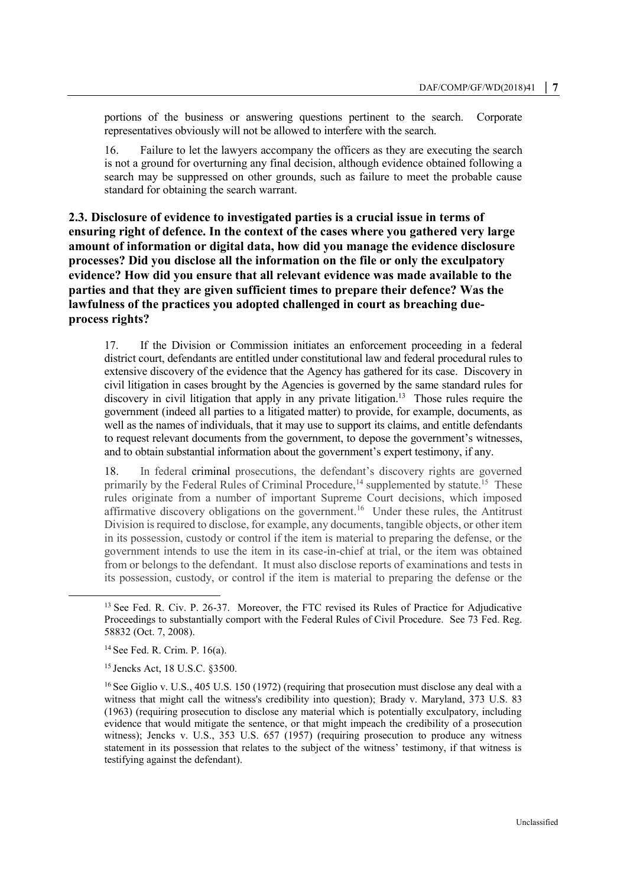portions of the business or answering questions pertinent to the search. Corporate representatives obviously will not be allowed to interfere with the search.

16. Failure to let the lawyers accompany the officers as they are executing the search is not a ground for overturning any final decision, although evidence obtained following a search may be suppressed on other grounds, such as failure to meet the probable cause standard for obtaining the search warrant.

### 2.3. Disclosure of evidence to investigated parties is a crucial issue in terms of ensuring right of defence. In the context of the cases where you gathered very large amount of information or digital data, how did you manage the evidence disclosure processes? Did you disclose all the information on the file or only the exculpatory evidence? How did you ensure that all relevant evidence was made available to the parties and that they are given sufficient times to prepare their defence? Was the lawfulness of the practices you adopted challenged in court as breaching due-process rights?

17. If the Division or Commission initiates an enforcement proceeding in a federal district court, defendants are entitled under constitutional law and federal procedural rules to extensive discovery of the evidence that the Agency has gathered for its case. Discovery in civil litigation in cases brought by the Agencies is governed by the same standard rules for discovery in civil litigation that apply in any private litigation.[13] Those rules require the government (indeed all parties to a litigated matter) to provide, for example, documents, as well as the names of individuals, that it may use to support its claims, and entitle defendants to request relevant documents from the government, to depose the government's witnesses, and to obtain substantial information about the government's expert testimony, if any.

18. In federal criminal prosecutions, the defendant's discovery rights are governed primarily by the Federal Rules of Criminal Procedure,[14] supplemented by statute.[15] These rules originate from a number of important Supreme Court decisions, which imposed affirmative discovery obligations on the government.[16] Under these rules, the Antitrust Division is required to disclose, for example, any documents, tangible objects, or other item in its possession, custody or control if the item is material to preparing the defense, or the government intends to use the item in its case-in-chief at trial, or the item was obtained from or belongs to the defendant. It must also disclose reports of examinations and tests in its possession, custody, or control if the item is material to preparing the defense or the

---

[13] See Fed. R. Civ. P. 26-37. Moreover, the FTC revised its Rules of Practice for Adjudicative Proceedings to substantially comport with the Federal Rules of Civil Procedure. See 73 Fed. Reg. 58832 (Oct. 7, 2008).

[14] See Fed. R. Crim. P. 16(a).

[15] Jencks Act, 18 U.S.C. §3500.

[16] See Giglio v. U.S., 405 U.S. 150 (1972) (requiring that prosecution must disclose any deal with a witness that might call the witness's credibility into question); Brady v. Maryland, 373 U.S. 83 (1963) (requiring prosecution to disclose any material which is potentially exculpatory, including evidence that would mitigate the sentence, or that might impeach the credibility of a prosecution witness); Jencks v. U.S., 353 U.S. 657 (1957) (requiring prosecution to produce any witness statement in its possession that relates to the subject of the witness' testimony, if that witness is testifying against the defendant).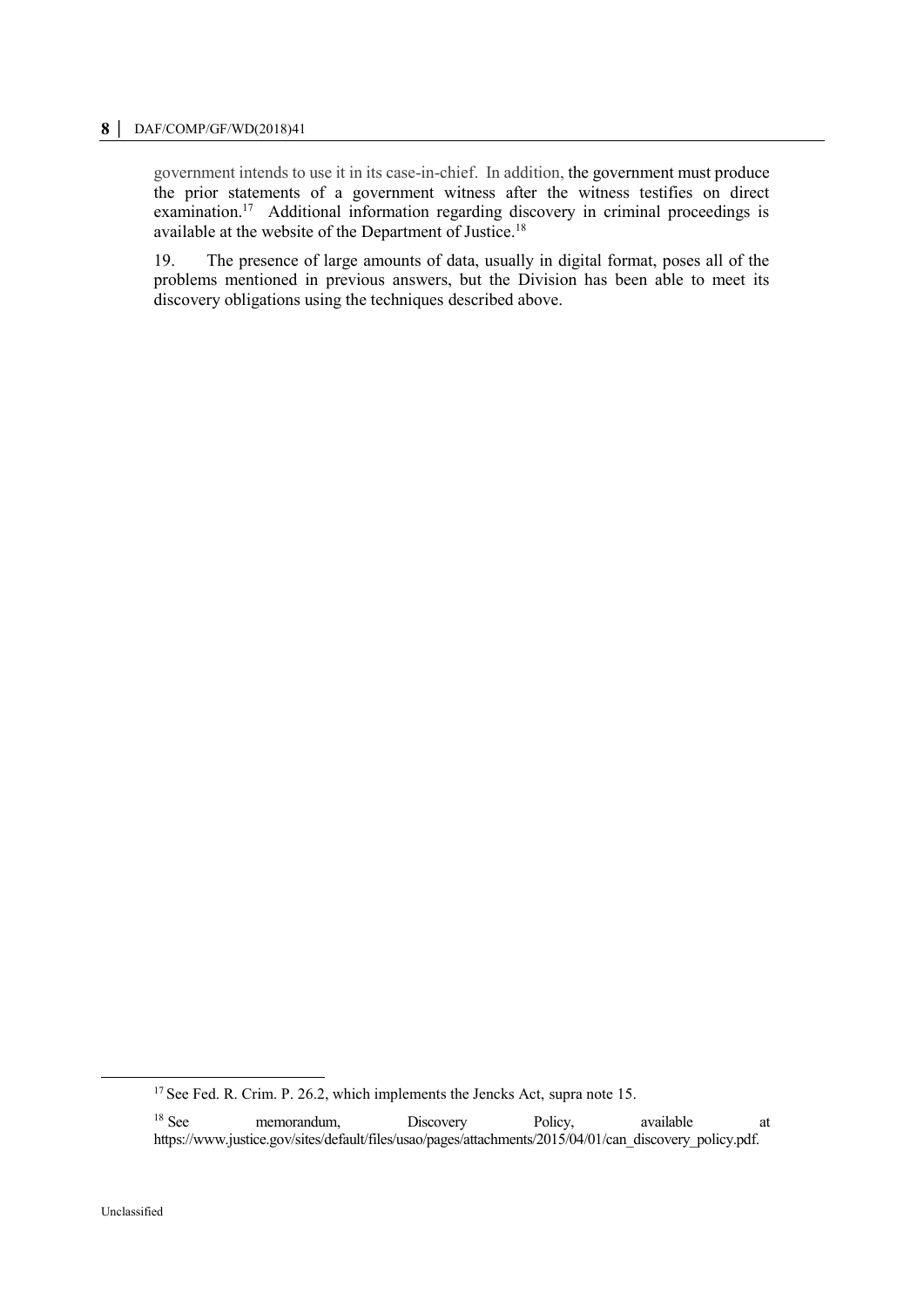government intends to use it in its case-in-chief. In addition, the government must produce the prior statements of a government witness after the witness testifies on direct examination.[17] Additional information regarding discovery in criminal proceedings is available at the website of the Department of Justice.[18]

19. The presence of large amounts of data, usually in digital format, poses all of the problems mentioned in previous answers, but the Division has been able to meet its discovery obligations using the techniques described above.

---

[17] See Fed. R. Crim. P. 26.2, which implements the Jencks Act, supra note 15.

[18] See memorandum, Discovery Policy, available at https://www.justice.gov/sites/default/files/usao/pages/attachments/2015/04/01/can_discovery_policy.pdf.